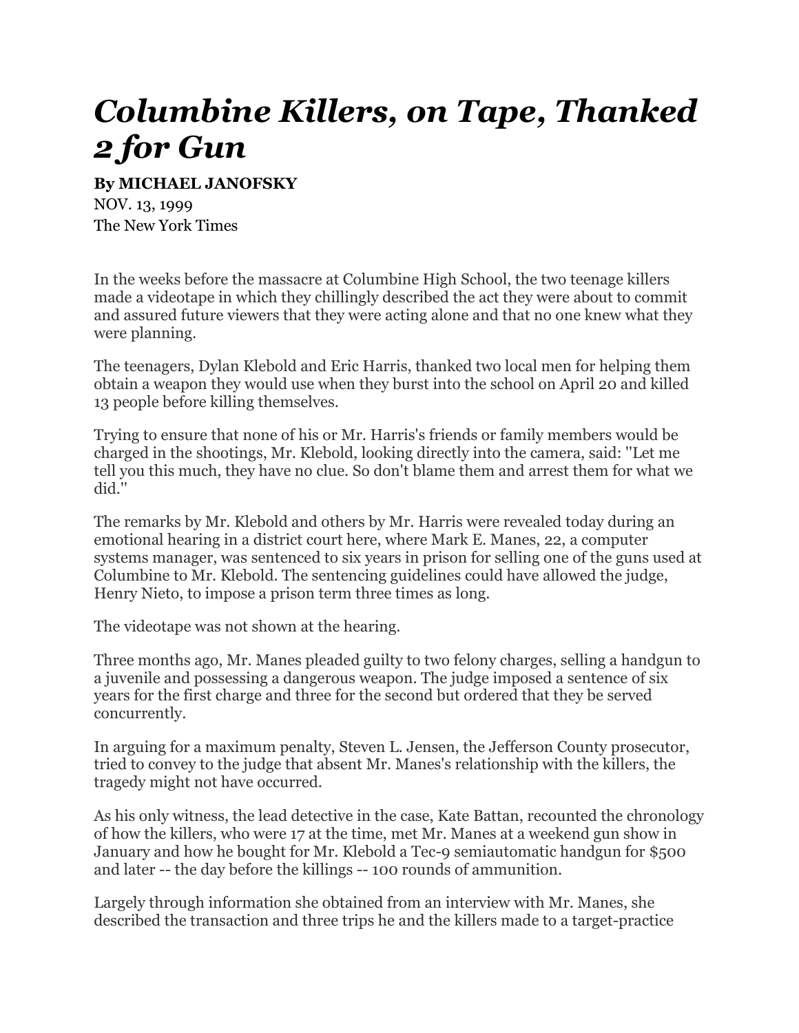# *Columbine Killers, on Tape, Thanked 2 for Gun*

**By MICHAEL JANOFSKY**

NOV. 13, 1999

The New York Times

In the weeks before the massacre at Columbine High School, the two teenage killers made a videotape in which they chillingly described the act they were about to commit and assured future viewers that they were acting alone and that no one knew what they were planning.

The teenagers, Dylan Klebold and Eric Harris, thanked two local men for helping them obtain a weapon they would use when they burst into the school on April 20 and killed 13 people before killing themselves.

Trying to ensure that none of his or Mr. Harris's friends or family members would be charged in the shootings, Mr. Klebold, looking directly into the camera, said: ''Let me tell you this much, they have no clue. So don't blame them and arrest them for what we did.''

The remarks by Mr. Klebold and others by Mr. Harris were revealed today during an emotional hearing in a district court here, where Mark E. Manes, 22, a computer systems manager, was sentenced to six years in prison for selling one of the guns used at Columbine to Mr. Klebold. The sentencing guidelines could have allowed the judge, Henry Nieto, to impose a prison term three times as long.

The videotape was not shown at the hearing.

Three months ago, Mr. Manes pleaded guilty to two felony charges, selling a handgun to a juvenile and possessing a dangerous weapon. The judge imposed a sentence of six years for the first charge and three for the second but ordered that they be served concurrently.

In arguing for a maximum penalty, Steven L. Jensen, the Jefferson County prosecutor, tried to convey to the judge that absent Mr. Manes's relationship with the killers, the tragedy might not have occurred.

As his only witness, the lead detective in the case, Kate Battan, recounted the chronology of how the killers, who were 17 at the time, met Mr. Manes at a weekend gun show in January and how he bought for Mr. Klebold a Tec-9 semiautomatic handgun for $500 and later -- the day before the killings -- 100 rounds of ammunition.

Largely through information she obtained from an interview with Mr. Manes, she described the transaction and three trips he and the killers made to a target-practice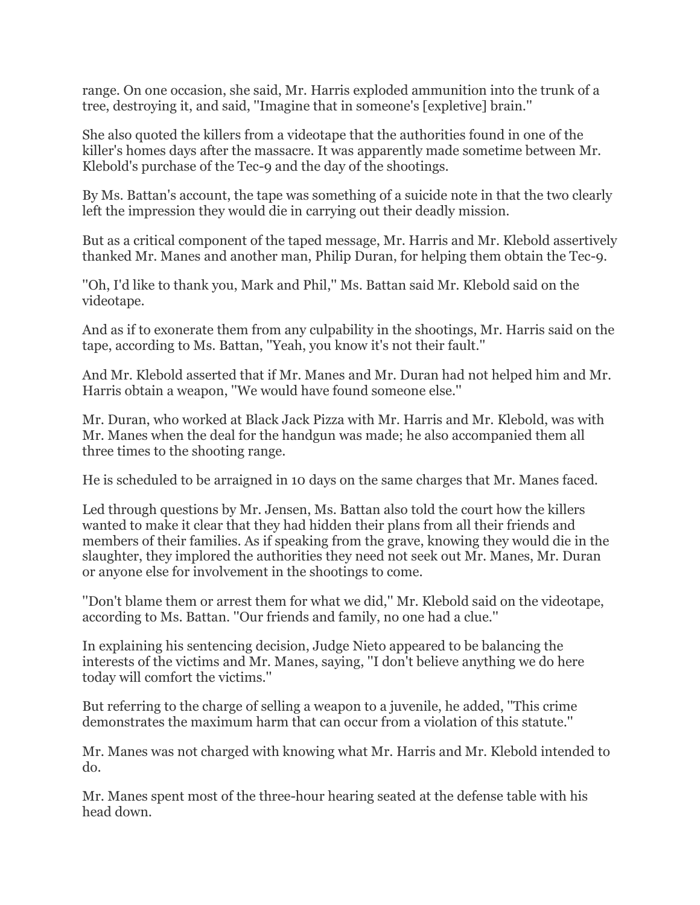range. On one occasion, she said, Mr. Harris exploded ammunition into the trunk of a tree, destroying it, and said, ''Imagine that in someone's [expletive] brain.''

She also quoted the killers from a videotape that the authorities found in one of the killer's homes days after the massacre. It was apparently made sometime between Mr. Klebold's purchase of the Tec-9 and the day of the shootings.

By Ms. Battan's account, the tape was something of a suicide note in that the two clearly left the impression they would die in carrying out their deadly mission.

But as a critical component of the taped message, Mr. Harris and Mr. Klebold assertively thanked Mr. Manes and another man, Philip Duran, for helping them obtain the Tec-9.

''Oh, I'd like to thank you, Mark and Phil,'' Ms. Battan said Mr. Klebold said on the videotape.

And as if to exonerate them from any culpability in the shootings, Mr. Harris said on the tape, according to Ms. Battan, ''Yeah, you know it's not their fault.''

And Mr. Klebold asserted that if Mr. Manes and Mr. Duran had not helped him and Mr. Harris obtain a weapon, ''We would have found someone else.''

Mr. Duran, who worked at Black Jack Pizza with Mr. Harris and Mr. Klebold, was with Mr. Manes when the deal for the handgun was made; he also accompanied them all three times to the shooting range.

He is scheduled to be arraigned in 10 days on the same charges that Mr. Manes faced.

Led through questions by Mr. Jensen, Ms. Battan also told the court how the killers wanted to make it clear that they had hidden their plans from all their friends and members of their families. As if speaking from the grave, knowing they would die in the slaughter, they implored the authorities they need not seek out Mr. Manes, Mr. Duran or anyone else for involvement in the shootings to come.

''Don't blame them or arrest them for what we did,'' Mr. Klebold said on the videotape, according to Ms. Battan. ''Our friends and family, no one had a clue.''

In explaining his sentencing decision, Judge Nieto appeared to be balancing the interests of the victims and Mr. Manes, saying, ''I don't believe anything we do here today will comfort the victims.''

But referring to the charge of selling a weapon to a juvenile, he added, ''This crime demonstrates the maximum harm that can occur from a violation of this statute.''

Mr. Manes was not charged with knowing what Mr. Harris and Mr. Klebold intended to do.

Mr. Manes spent most of the three-hour hearing seated at the defense table with his head down.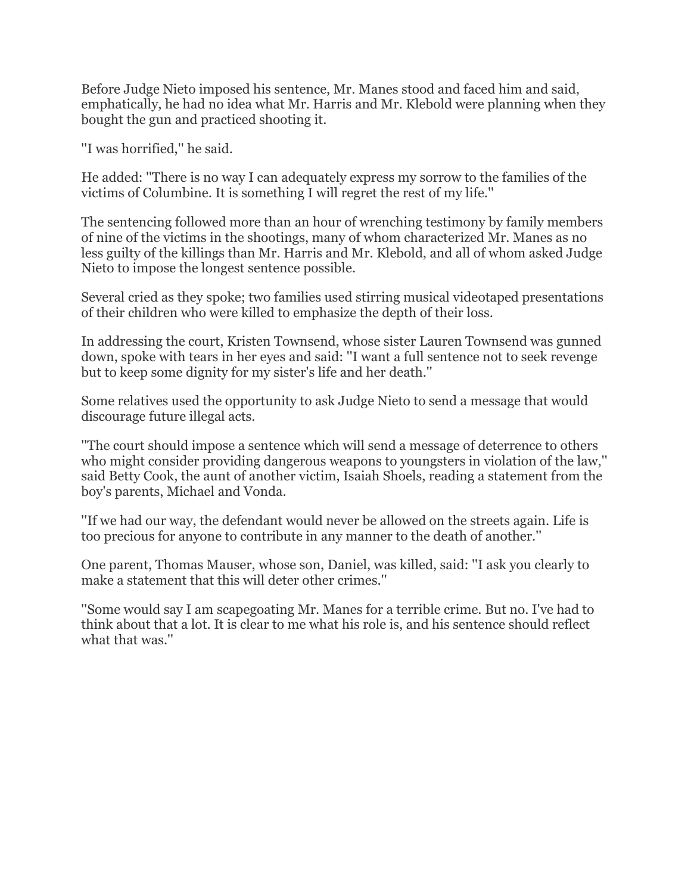Before Judge Nieto imposed his sentence, Mr. Manes stood and faced him and said, emphatically, he had no idea what Mr. Harris and Mr. Klebold were planning when they bought the gun and practiced shooting it.

''I was horrified,'' he said.

He added: ''There is no way I can adequately express my sorrow to the families of the victims of Columbine. It is something I will regret the rest of my life.''

The sentencing followed more than an hour of wrenching testimony by family members of nine of the victims in the shootings, many of whom characterized Mr. Manes as no less guilty of the killings than Mr. Harris and Mr. Klebold, and all of whom asked Judge Nieto to impose the longest sentence possible.

Several cried as they spoke; two families used stirring musical videotaped presentations of their children who were killed to emphasize the depth of their loss.

In addressing the court, Kristen Townsend, whose sister Lauren Townsend was gunned down, spoke with tears in her eyes and said: ''I want a full sentence not to seek revenge but to keep some dignity for my sister's life and her death.''

Some relatives used the opportunity to ask Judge Nieto to send a message that would discourage future illegal acts.

''The court should impose a sentence which will send a message of deterrence to others who might consider providing dangerous weapons to youngsters in violation of the law,'' said Betty Cook, the aunt of another victim, Isaiah Shoels, reading a statement from the boy's parents, Michael and Vonda.

''If we had our way, the defendant would never be allowed on the streets again. Life is too precious for anyone to contribute in any manner to the death of another.''

One parent, Thomas Mauser, whose son, Daniel, was killed, said: ''I ask you clearly to make a statement that this will deter other crimes.''

''Some would say I am scapegoating Mr. Manes for a terrible crime. But no. I've had to think about that a lot. It is clear to me what his role is, and his sentence should reflect what that was.''